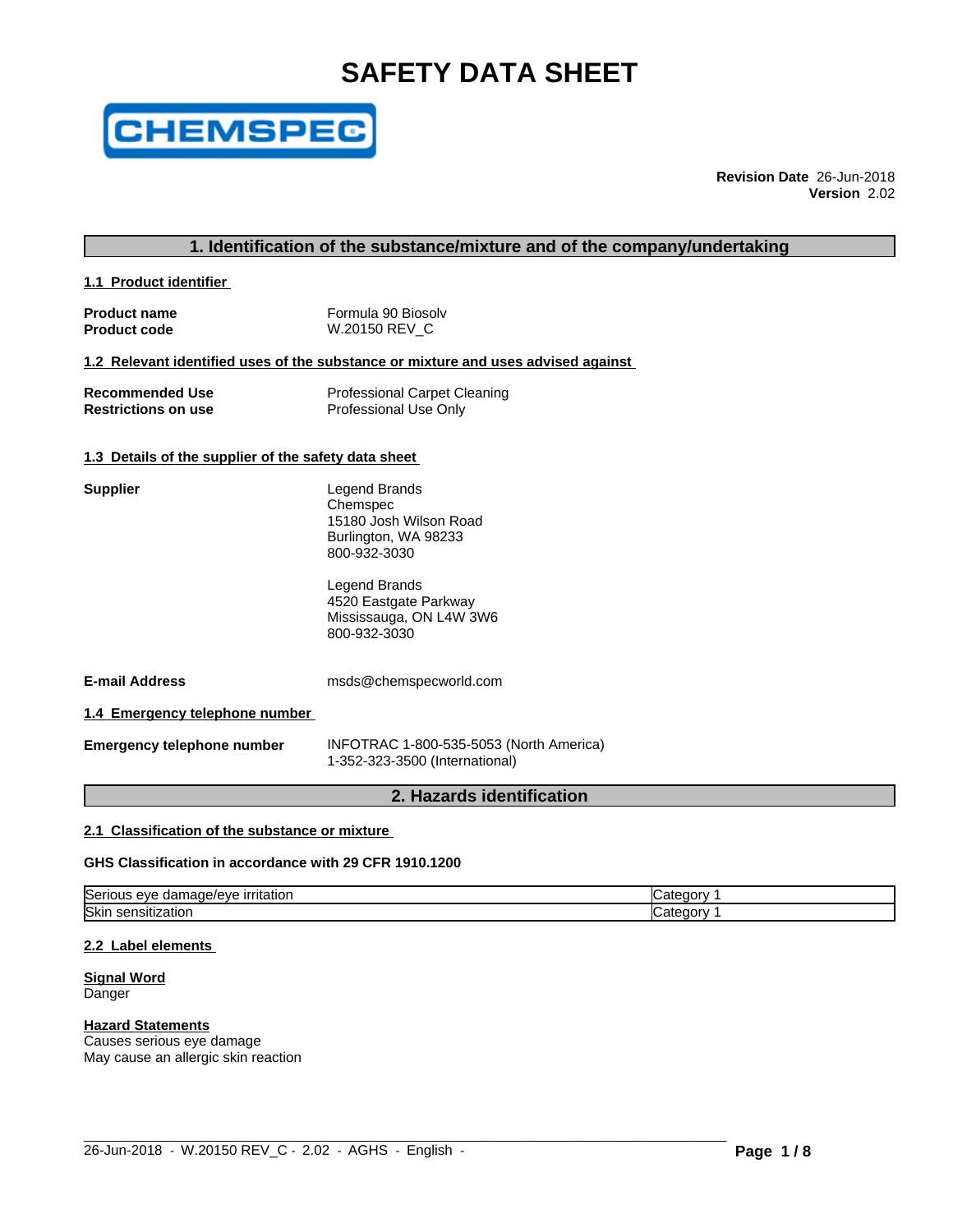# SAFETY DATA SHEET

**Revision Date** 26-Jun-2018
**Version** 2.02

## 1. Identification of the substance/mixture and of the company/undertaking

### 1.1 Product identifier

**Product name** Formula 90 Biosolv
**Product code** W.20150 REV_C

### 1.2 Relevant identified uses of the substance or mixture and uses advised against

**Recommended Use** Professional Carpet Cleaning
**Restrictions on use** Professional Use Only

### 1.3 Details of the supplier of the safety data sheet

**Supplier**

Legend Brands
Chemspec
15180 Josh Wilson Road
Burlington, WA 98233
800-932-3030

Legend Brands
4520 Eastgate Parkway
Mississauga, ON L4W 3W6
800-932-3030

**E-mail Address** msds@chemspecworld.com

### 1.4 Emergency telephone number

**Emergency telephone number** INFOTRAC 1-800-535-5053 (North America)
1-352-323-3500 (International)

## 2. Hazards identification

### 2.1 Classification of the substance or mixture

**GHS Classification in accordance with 29 CFR 1910.1200**

| | |
|---|---|
| Serious eye damage/eye irritation | Category 1 |
| Skin sensitization | Category 1 |

### 2.2 Label elements

**Signal Word**
Danger

**Hazard Statements**
Causes serious eye damage
May cause an allergic skin reaction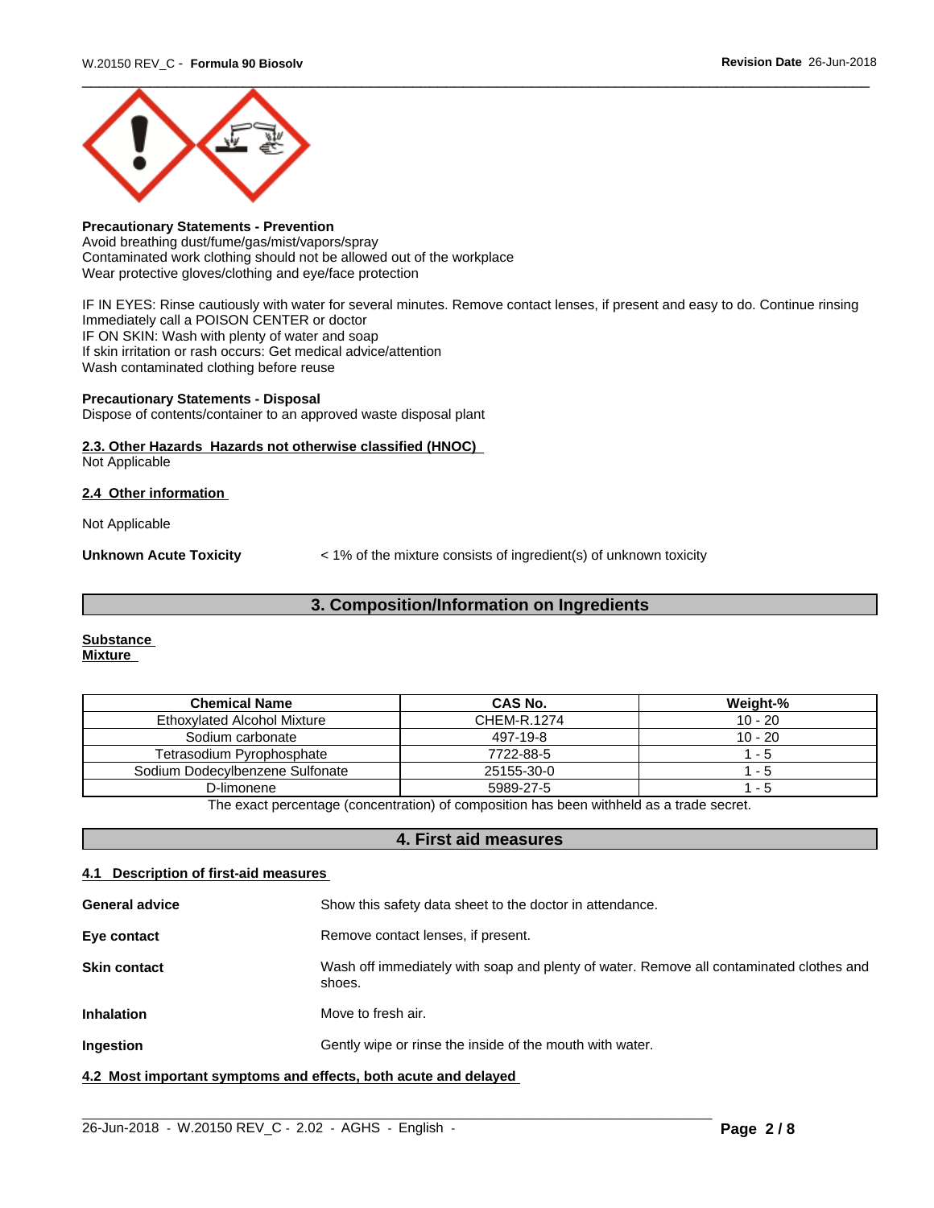**Precautionary Statements - Prevention**
Avoid breathing dust/fume/gas/mist/vapors/spray
Contaminated work clothing should not be allowed out of the workplace
Wear protective gloves/clothing and eye/face protection

IF IN EYES: Rinse cautiously with water for several minutes. Remove contact lenses, if present and easy to do. Continue rinsing
Immediately call a POISON CENTER or doctor
IF ON SKIN: Wash with plenty of water and soap
If skin irritation or rash occurs: Get medical advice/attention
Wash contaminated clothing before reuse

**Precautionary Statements - Disposal**
Dispose of contents/container to an approved waste disposal plant

**2.3. Other Hazards Hazards not otherwise classified (HNOC)**
Not Applicable

**2.4 Other information**

Not Applicable

**Unknown Acute Toxicity** < 1% of the mixture consists of ingredient(s) of unknown toxicity

## 3. Composition/Information on Ingredients

**Substance**
**Mixture**

| Chemical Name | CAS No. | Weight-% |
|---|---|---|
| Ethoxylated Alcohol Mixture | CHEM-R.1274 | 10 - 20 |
| Sodium carbonate | 497-19-8 | 10 - 20 |
| Tetrasodium Pyrophosphate | 7722-88-5 | 1 - 5 |
| Sodium Dodecylbenzene Sulfonate | 25155-30-0 | 1 - 5 |
| D-limonene | 5989-27-5 | 1 - 5 |

The exact percentage (concentration) of composition has been withheld as a trade secret.

## 4. First aid measures

**4.1 Description of first-aid measures**

**General advice** Show this safety data sheet to the doctor in attendance.

**Eye contact** Remove contact lenses, if present.

**Skin contact** Wash off immediately with soap and plenty of water. Remove all contaminated clothes and shoes.

**Inhalation** Move to fresh air.

**Ingestion** Gently wipe or rinse the inside of the mouth with water.

**4.2 Most important symptoms and effects, both acute and delayed**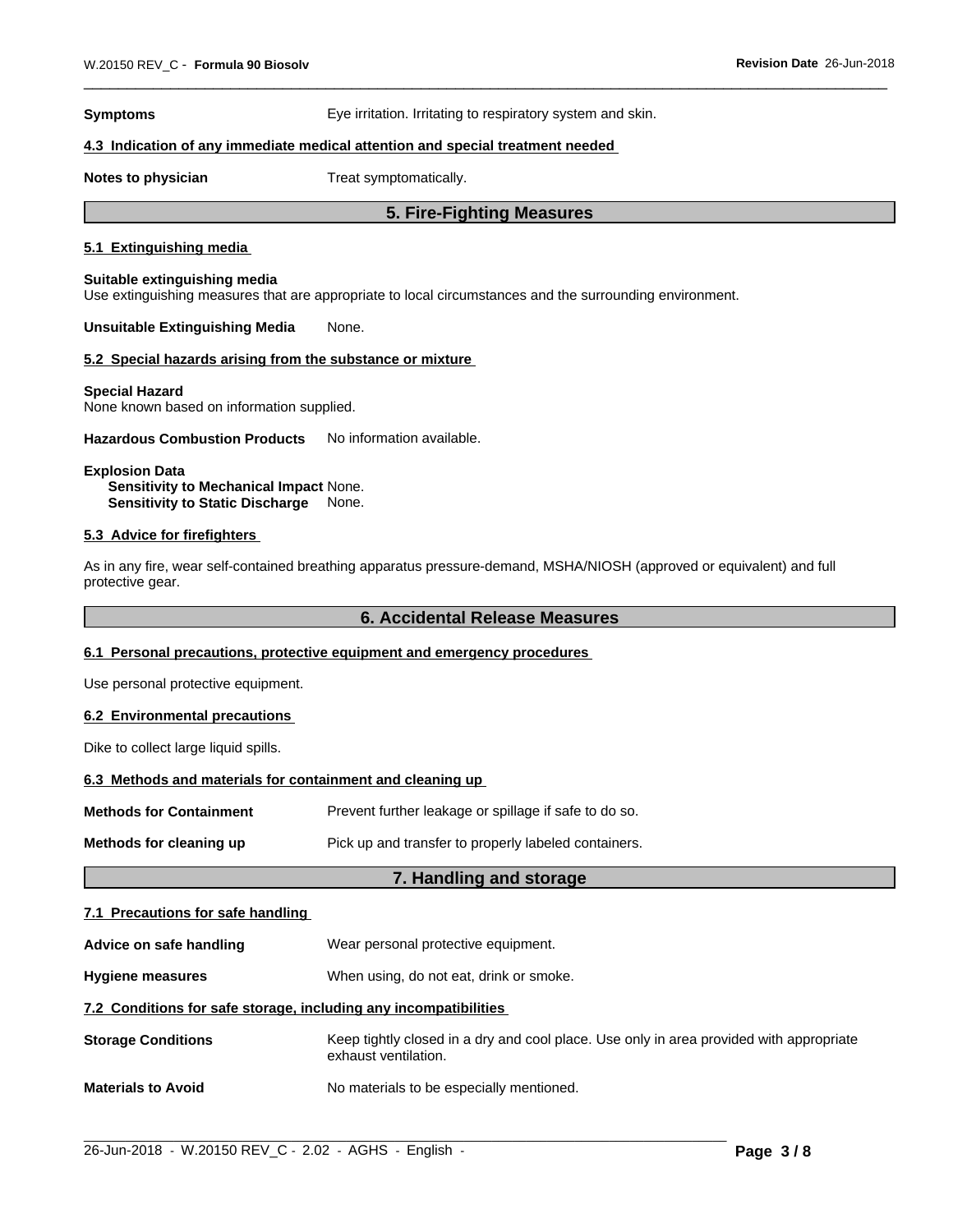**Symptoms** Eye irritation. Irritating to respiratory system and skin.

### 4.3 Indication of any immediate medical attention and special treatment needed

**Notes to physician** Treat symptomatically.

## 5. Fire-Fighting Measures

### 5.1 Extinguishing media

**Suitable extinguishing media**
Use extinguishing measures that are appropriate to local circumstances and the surrounding environment.

**Unsuitable Extinguishing Media** None.

### 5.2 Special hazards arising from the substance or mixture

**Special Hazard**
None known based on information supplied.

**Hazardous Combustion Products** No information available.

**Explosion Data**
**Sensitivity to Mechanical Impact** None.
**Sensitivity to Static Discharge** None.

### 5.3 Advice for firefighters

As in any fire, wear self-contained breathing apparatus pressure-demand, MSHA/NIOSH (approved or equivalent) and full protective gear.

## 6. Accidental Release Measures

### 6.1 Personal precautions, protective equipment and emergency procedures

Use personal protective equipment.

### 6.2 Environmental precautions

Dike to collect large liquid spills.

### 6.3 Methods and materials for containment and cleaning up

**Methods for Containment** Prevent further leakage or spillage if safe to do so.

**Methods for cleaning up** Pick up and transfer to properly labeled containers.

## 7. Handling and storage

### 7.1 Precautions for safe handling

**Advice on safe handling** Wear personal protective equipment.

**Hygiene measures** When using, do not eat, drink or smoke.

### 7.2 Conditions for safe storage, including any incompatibilities

**Storage Conditions** Keep tightly closed in a dry and cool place. Use only in area provided with appropriate exhaust ventilation.

**Materials to Avoid** No materials to be especially mentioned.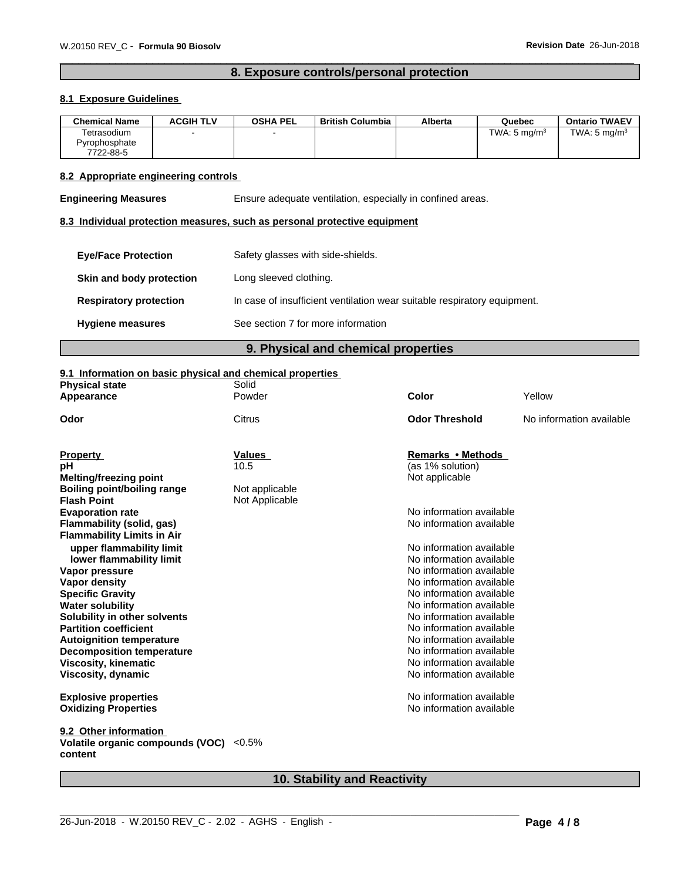## 8. Exposure controls/personal protection

### 8.1 Exposure Guidelines

| Chemical Name | ACGIH TLV | OSHA PEL | British Columbia | Alberta | Quebec | Ontario TWAEV |
|---|---|---|---|---|---|---|
| Tetrasodium Pyrophosphate 7722-88-5 | - | - | | | TWA: 5 mg/m$^3$ | TWA: 5 mg/m$^3$ |

### 8.2 Appropriate engineering controls

**Engineering Measures** Ensure adequate ventilation, especially in confined areas.

### 8.3 Individual protection measures, such as personal protective equipment

**Eye/Face Protection** Safety glasses with side-shields.

**Skin and body protection** Long sleeved clothing.

**Respiratory protection** In case of insufficient ventilation wear suitable respiratory equipment.

**Hygiene measures** See section 7 for more information

## 9. Physical and chemical properties

### 9.1 Information on basic physical and chemical properties

| | | | |
|---|---|---|---|
| **Physical state** | Solid | | |
| **Appearance** | Powder | **Color** | Yellow |
| **Odor** | Citrus | **Odor Threshold** | No information available |

| Property | Values | Remarks • Methods |
|---|---|---|
| **pH** | 10.5 | (as 1% solution) |
| **Melting/freezing point** | | Not applicable |
| **Boiling point/boiling range** | Not applicable | |
| **Flash Point** | Not Applicable | |
| **Evaporation rate** | | No information available |
| **Flammability (solid, gas)** | | No information available |
| **Flammability Limits in Air** | | |
| **upper flammability limit** | | No information available |
| **lower flammability limit** | | No information available |
| **Vapor pressure** | | No information available |
| **Vapor density** | | No information available |
| **Specific Gravity** | | No information available |
| **Water solubility** | | No information available |
| **Solubility in other solvents** | | No information available |
| **Partition coefficient** | | No information available |
| **Autoignition temperature** | | No information available |
| **Decomposition temperature** | | No information available |
| **Viscosity, kinematic** | | No information available |
| **Viscosity, dynamic** | | No information available |
| **Explosive properties** | | No information available |
| **Oxidizing Properties** | | No information available |

### 9.2 Other information

**Volatile organic compounds (VOC) content** <0.5%

## 10. Stability and Reactivity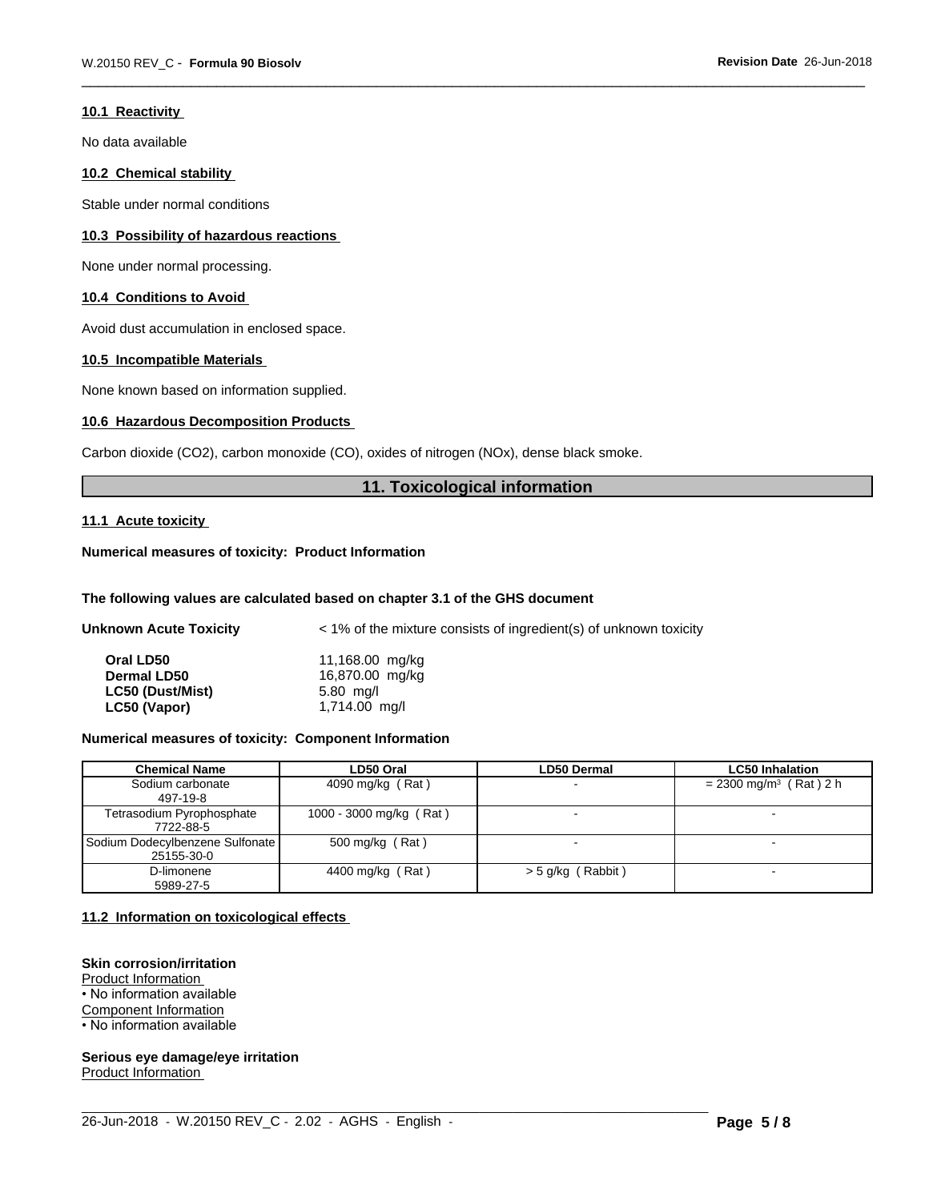### 10.1 Reactivity

No data available

### 10.2 Chemical stability

Stable under normal conditions

### 10.3 Possibility of hazardous reactions

None under normal processing.

### 10.4 Conditions to Avoid

Avoid dust accumulation in enclosed space.

### 10.5 Incompatible Materials

None known based on information supplied.

### 10.6 Hazardous Decomposition Products

Carbon dioxide ($CO_2$), carbon monoxide (CO), oxides of nitrogen (NOx), dense black smoke.

## 11. Toxicological information

### 11.1 Acute toxicity

**Numerical measures of toxicity: Product Information**

**The following values are calculated based on chapter 3.1 of the GHS document**

**Unknown Acute Toxicity** < 1% of the mixture consists of ingredient(s) of unknown toxicity

| | |
|---|---|
| **Oral LD50** | 11,168.00 mg/kg |
| **Dermal LD50** | 16,870.00 mg/kg |
| **LC50 (Dust/Mist)** | 5.80 mg/l |
| **LC50 (Vapor)** | 1,714.00 mg/l |

**Numerical measures of toxicity: Component Information**

| Chemical Name | LD50 Oral | LD50 Dermal | LC50 Inhalation |
|---|---|---|---|
| Sodium carbonate 497-19-8 | 4090 mg/kg ( Rat ) | - | = 2300 mg/m³ ( Rat ) 2 h |
| Tetrasodium Pyrophosphate 7722-88-5 | 1000 - 3000 mg/kg ( Rat ) | - | - |
| Sodium Dodecylbenzene Sulfonate 25155-30-0 | 500 mg/kg ( Rat ) | - | - |
| D-limonene 5989-27-5 | 4400 mg/kg ( Rat ) | > 5 g/kg ( Rabbit ) | - |

### 11.2 Information on toxicological effects

**Skin corrosion/irritation**
Product Information
• No information available
Component Information
• No information available

**Serious eye damage/eye irritation**
Product Information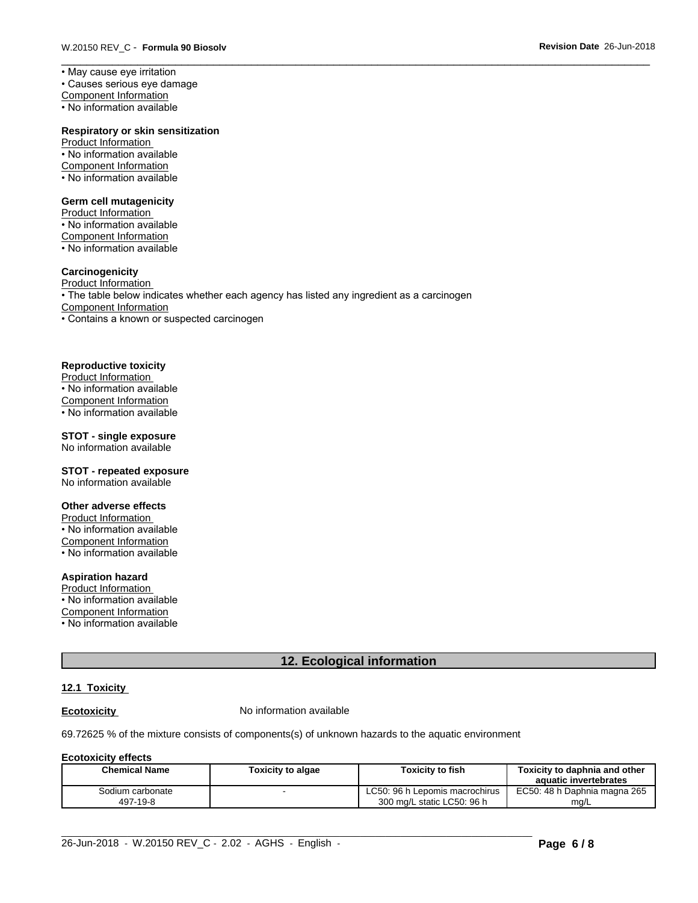• May cause eye irritation
• Causes serious eye damage

Component Information
• No information available

**Respiratory or skin sensitization**

Product Information
• No information available

Component Information
• No information available

**Germ cell mutagenicity**

Product Information
• No information available

Component Information
• No information available

**Carcinogenicity**

Product Information
• The table below indicates whether each agency has listed any ingredient as a carcinogen

Component Information
• Contains a known or suspected carcinogen

**Reproductive toxicity**

Product Information
• No information available

Component Information
• No information available

**STOT - single exposure**

No information available

**STOT - repeated exposure**

No information available

**Other adverse effects**

Product Information
• No information available

Component Information
• No information available

**Aspiration hazard**

Product Information
• No information available

Component Information
• No information available

## 12. Ecological information

### 12.1 Toxicity

**Ecotoxicity** No information available

69.72625 % of the mixture consists of components(s) of unknown hazards to the aquatic environment

**Ecotoxicity effects**

| Chemical Name | Toxicity to algae | Toxicity to fish | Toxicity to daphnia and other aquatic invertebrates |
|---|---|---|---|
| Sodium carbonate<br>497-19-8 | - | LC50: 96 h Lepomis macrochirus 300 mg/L static LC50: 96 h | EC50: 48 h Daphnia magna 265 mg/L |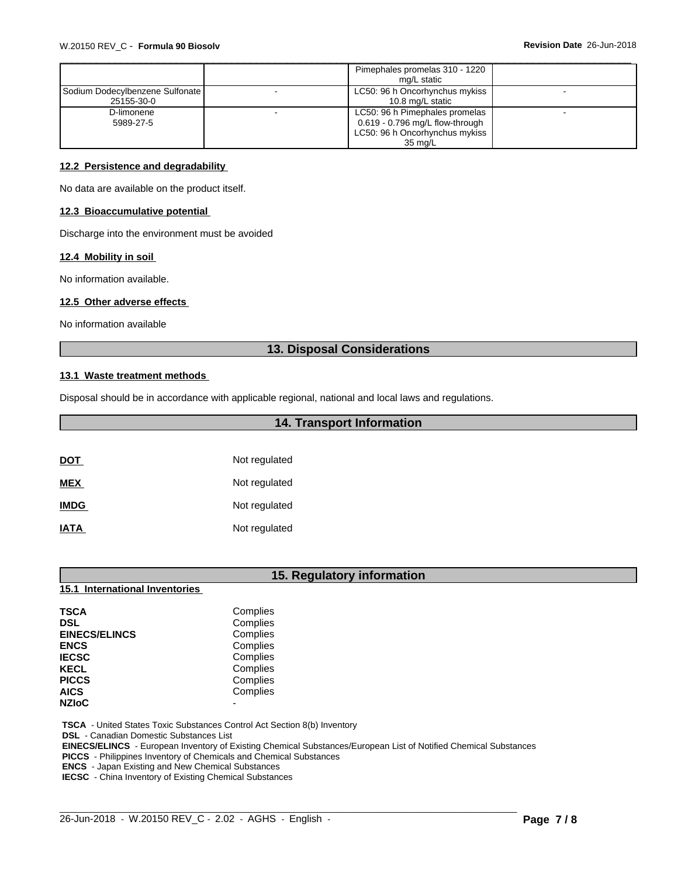|  |  | Pimephales promelas 310 - 1220 mg/L static |  |
| --- | --- | --- | --- |
| Sodium Dodecylbenzene Sulfonate 25155-30-0 | - | LC50: 96 h Oncorhynchus mykiss 10.8 mg/L static | - |
| D-limonene 5989-27-5 | - | LC50: 96 h Pimephales promelas 0.619 - 0.796 mg/L flow-through LC50: 96 h Oncorhynchus mykiss 35 mg/L | - |

### 12.2 Persistence and degradability

No data are available on the product itself.

### 12.3 Bioaccumulative potential

Discharge into the environment must be avoided

### 12.4 Mobility in soil

No information available.

### 12.5 Other adverse effects

No information available

## 13. Disposal Considerations

### 13.1 Waste treatment methods

Disposal should be in accordance with applicable regional, national and local laws and regulations.

## 14. Transport Information

| | |
| --- | --- |
| **DOT** | Not regulated |
| **MEX** | Not regulated |
| **IMDG** | Not regulated |
| **IATA** | Not regulated |

## 15. Regulatory information

### 15.1 International Inventories

| | |
| --- | --- |
| **TSCA** | Complies |
| **DSL** | Complies |
| **EINECS/ELINCS** | Complies |
| **ENCS** | Complies |
| **IECSC** | Complies |
| **KECL** | Complies |
| **PICCS** | Complies |
| **AICS** | Complies |
| **NZIoC** | - |

**TSCA** - United States Toxic Substances Control Act Section 8(b) Inventory
**DSL** - Canadian Domestic Substances List
**EINECS/ELINCS** - European Inventory of Existing Chemical Substances/European List of Notified Chemical Substances
**PICCS** - Philippines Inventory of Chemicals and Chemical Substances
**ENCS** - Japan Existing and New Chemical Substances
**IECSC** - China Inventory of Existing Chemical Substances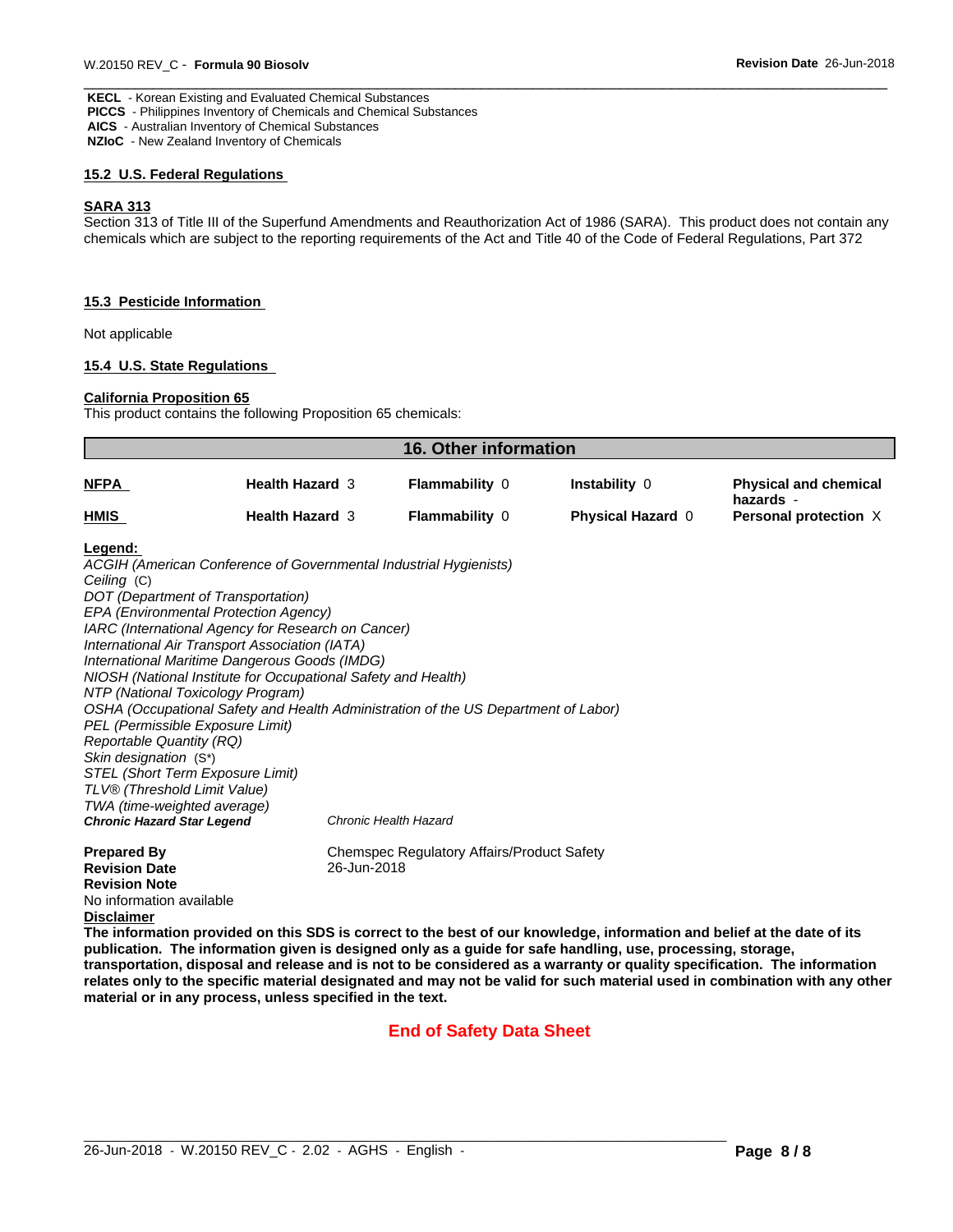**KECL** - Korean Existing and Evaluated Chemical Substances
**PICCS** - Philippines Inventory of Chemicals and Chemical Substances
**AICS** - Australian Inventory of Chemical Substances
**NZIoC** - New Zealand Inventory of Chemicals

### 15.2 U.S. Federal Regulations

**SARA 313**

Section 313 of Title III of the Superfund Amendments and Reauthorization Act of 1986 (SARA). This product does not contain any chemicals which are subject to the reporting requirements of the Act and Title 40 of the Code of Federal Regulations, Part 372

### 15.3 Pesticide Information

Not applicable

### 15.4 U.S. State Regulations

**California Proposition 65**

This product contains the following Proposition 65 chemicals:

## 16. Other information

| | | | | |
|---|---|---|---|---|
| **NFPA** | **Health Hazard** 3 | **Flammability** 0 | **Instability** 0 | **Physical and chemical hazards** - |
| **HMIS** | **Health Hazard** 3 | **Flammability** 0 | **Physical Hazard** 0 | **Personal protection** X |

**Legend:**

*ACGIH (American Conference of Governmental Industrial Hygienists)*
*Ceiling* (C)
*DOT (Department of Transportation)*
*EPA (Environmental Protection Agency)*
*IARC (International Agency for Research on Cancer)*
*International Air Transport Association (IATA)*
*International Maritime Dangerous Goods (IMDG)*
*NIOSH (National Institute for Occupational Safety and Health)*
*NTP (National Toxicology Program)*
*OSHA (Occupational Safety and Health Administration of the US Department of Labor)*
*PEL (Permissible Exposure Limit)*
*Reportable Quantity (RQ)*
*Skin designation* (S*)
*STEL (Short Term Exposure Limit)*
*TLV® (Threshold Limit Value)*
*TWA (time-weighted average)*
***Chronic Hazard Star Legend*** *Chronic Health Hazard*

**Prepared By** Chemspec Regulatory Affairs/Product Safety
**Revision Date** 26-Jun-2018
**Revision Note**
No information available

**Disclaimer**

**The information provided on this SDS is correct to the best of our knowledge, information and belief at the date of its publication. The information given is designed only as a guide for safe handling, use, processing, storage, transportation, disposal and release and is not to be considered as a warranty or quality specification. The information relates only to the specific material designated and may not be valid for such material used in combination with any other material or in any process, unless specified in the text.**

**End of Safety Data Sheet**